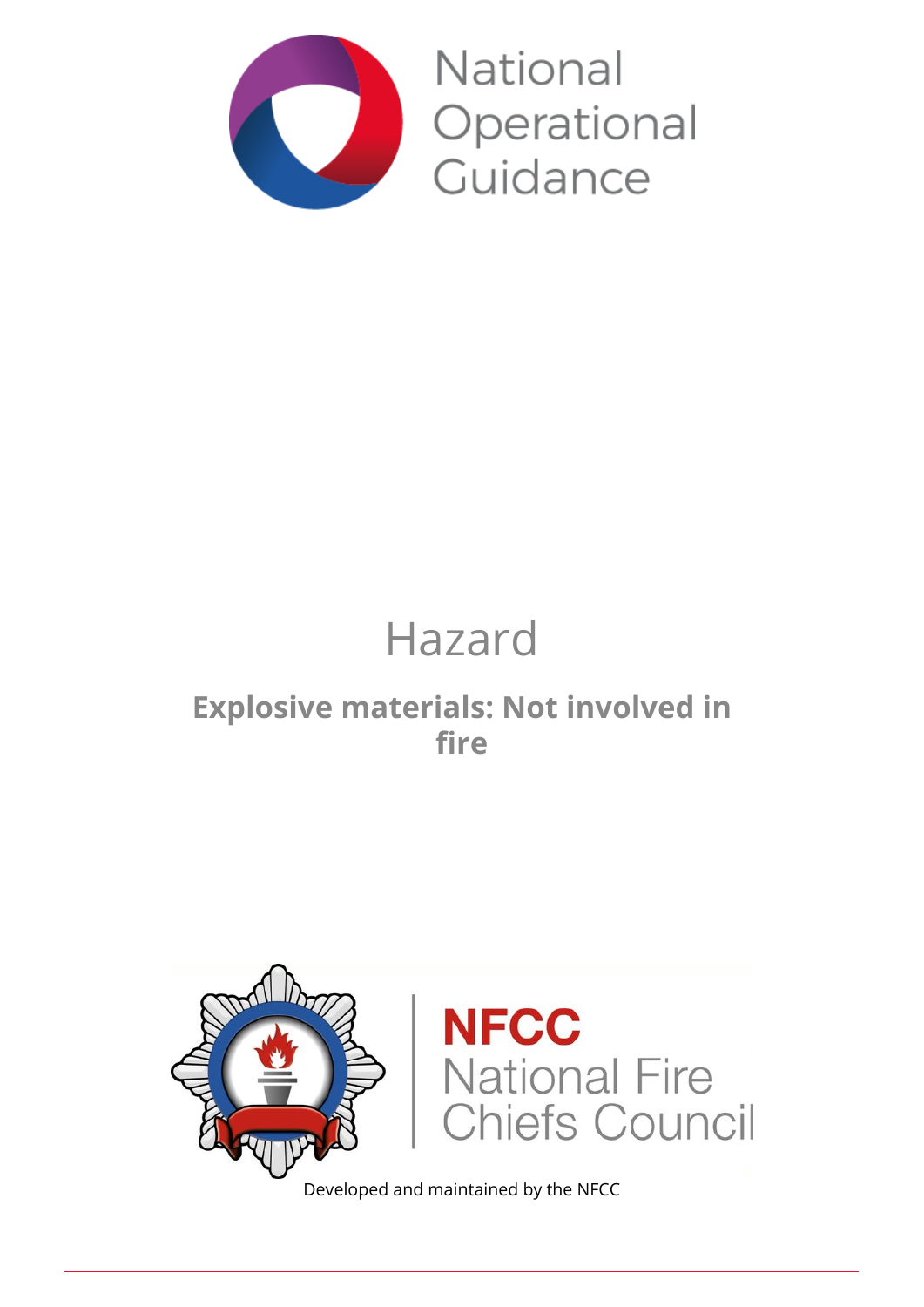National Operational Guidance

# Hazard

## Explosive materials: Not involved in fire

NFCC National Fire Chiefs Council

Developed and maintained by the NFCC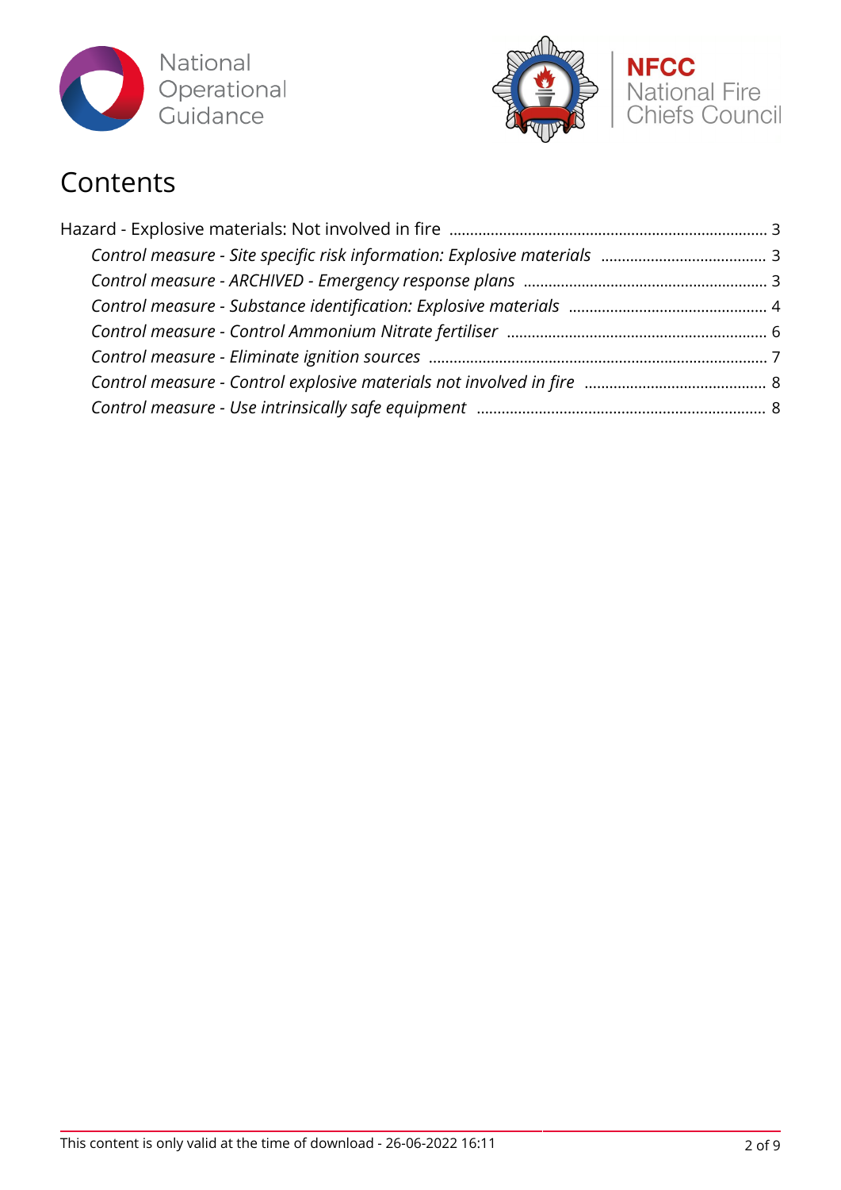# Contents

Hazard - Explosive materials: Not involved in fire ........ 3

- *Control measure - Site specific risk information: Explosive materials* ........ 3
- *Control measure - ARCHIVED - Emergency response plans* ........ 3
- *Control measure - Substance identification: Explosive materials* ........ 4
- *Control measure - Control Ammonium Nitrate fertiliser* ........ 6
- *Control measure - Eliminate ignition sources* ........ 7
- *Control measure - Control explosive materials not involved in fire* ........ 8
- *Control measure - Use intrinsically safe equipment* ........ 8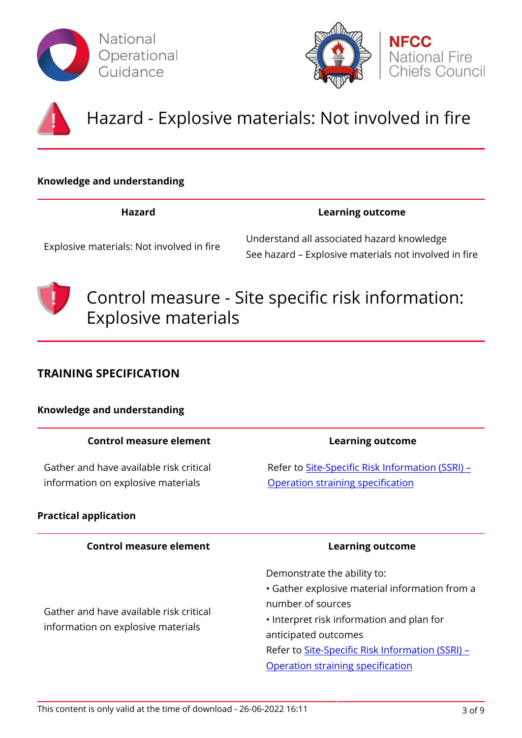# Hazard - Explosive materials: Not involved in fire

**Knowledge and understanding**

| Hazard | Learning outcome |
|---|---|
| Explosive materials: Not involved in fire | Understand all associated hazard knowledge<br>See hazard – Explosive materials not involved in fire |

# Control measure - Site specific risk information: Explosive materials

## TRAINING SPECIFICATION

**Knowledge and understanding**

| Control measure element | Learning outcome |
|---|---|
| Gather and have available risk critical information on explosive materials | Refer to Site-Specific Risk Information (SSRI) – Operation straining specification |

**Practical application**

| Control measure element | Learning outcome |
|---|---|
| Gather and have available risk critical information on explosive materials | Demonstrate the ability to:<br>• Gather explosive material information from a number of sources<br>• Interpret risk information and plan for anticipated outcomes<br>Refer to Site-Specific Risk Information (SSRI) – Operation straining specification |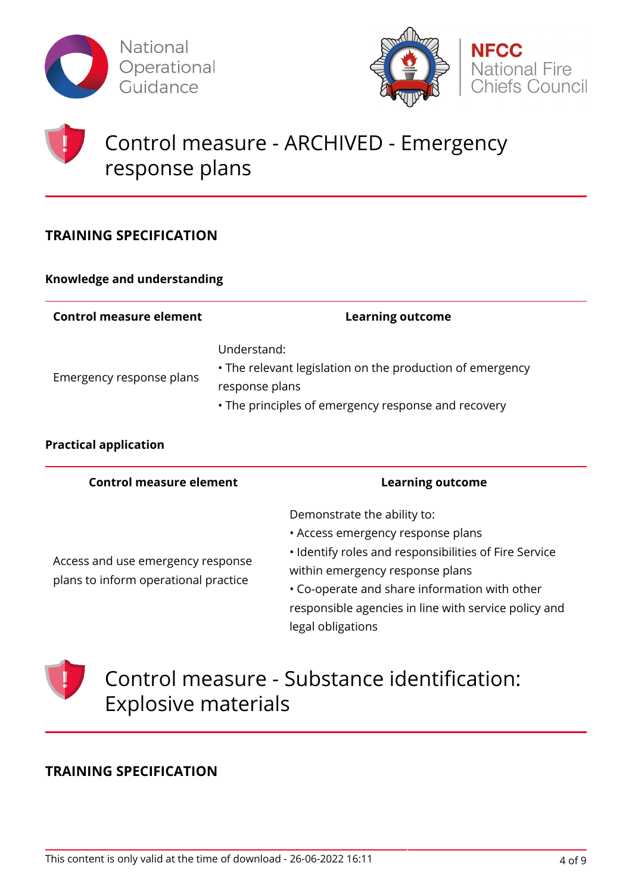# Control measure - ARCHIVED - Emergency response plans

## TRAINING SPECIFICATION

### Knowledge and understanding

| Control measure element | Learning outcome |
|---|---|
| Emergency response plans | Understand:<br>• The relevant legislation on the production of emergency response plans<br>• The principles of emergency response and recovery |

### Practical application

| Control measure element | Learning outcome |
|---|---|
| Access and use emergency response plans to inform operational practice | Demonstrate the ability to:<br>• Access emergency response plans<br>• Identify roles and responsibilities of Fire Service within emergency response plans<br>• Co-operate and share information with other responsible agencies in line with service policy and legal obligations |

# Control measure - Substance identification: Explosive materials

## TRAINING SPECIFICATION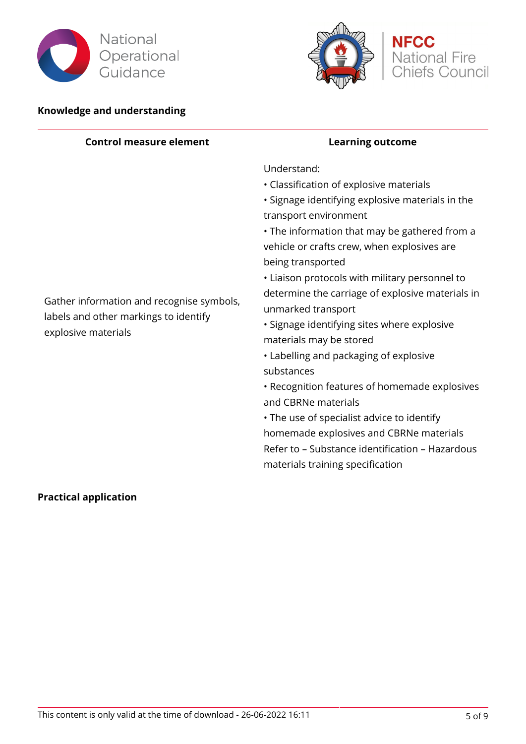## Knowledge and understanding

| Control measure element | Learning outcome |
|---|---|
| Gather information and recognise symbols, labels and other markings to identify explosive materials | Understand:<br>• Classification of explosive materials<br>• Signage identifying explosive materials in the transport environment<br>• The information that may be gathered from a vehicle or crafts crew, when explosives are being transported<br>• Liaison protocols with military personnel to determine the carriage of explosive materials in unmarked transport<br>• Signage identifying sites where explosive materials may be stored<br>• Labelling and packaging of explosive substances<br>• Recognition features of homemade explosives and CBRNe materials<br>• The use of specialist advice to identify homemade explosives and CBRNe materials<br>Refer to – Substance identification – Hazardous materials training specification |

## Practical application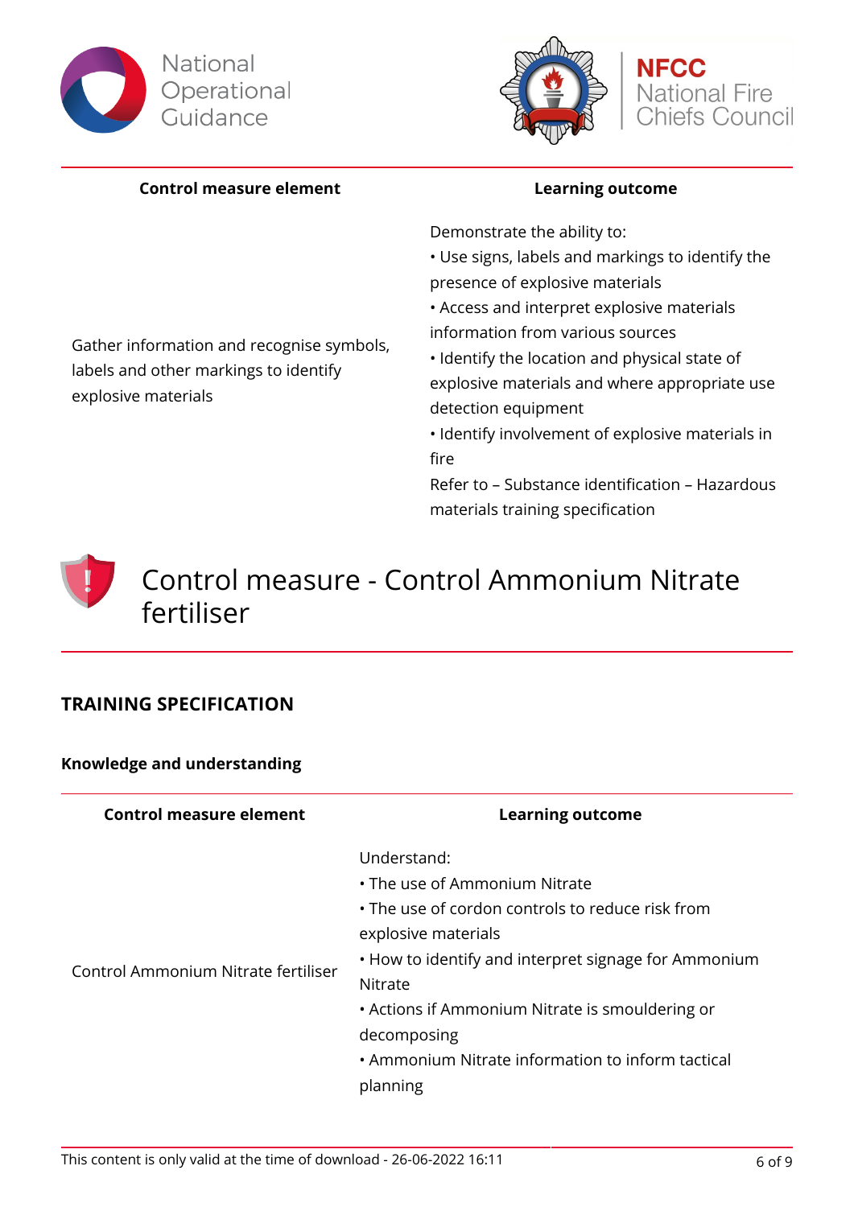| Control measure element | Learning outcome |
|---|---|
| Gather information and recognise symbols, labels and other markings to identify explosive materials | Demonstrate the ability to:<br>• Use signs, labels and markings to identify the presence of explosive materials<br>• Access and interpret explosive materials information from various sources<br>• Identify the location and physical state of explosive materials and where appropriate use detection equipment<br>• Identify involvement of explosive materials in fire<br>Refer to – Substance identification – Hazardous materials training specification |

# Control measure - Control Ammonium Nitrate fertiliser

## TRAINING SPECIFICATION

### Knowledge and understanding

| Control measure element | Learning outcome |
|---|---|
| Control Ammonium Nitrate fertiliser | Understand:<br>• The use of Ammonium Nitrate<br>• The use of cordon controls to reduce risk from explosive materials<br>• How to identify and interpret signage for Ammonium Nitrate<br>• Actions if Ammonium Nitrate is smouldering or decomposing<br>• Ammonium Nitrate information to inform tactical planning |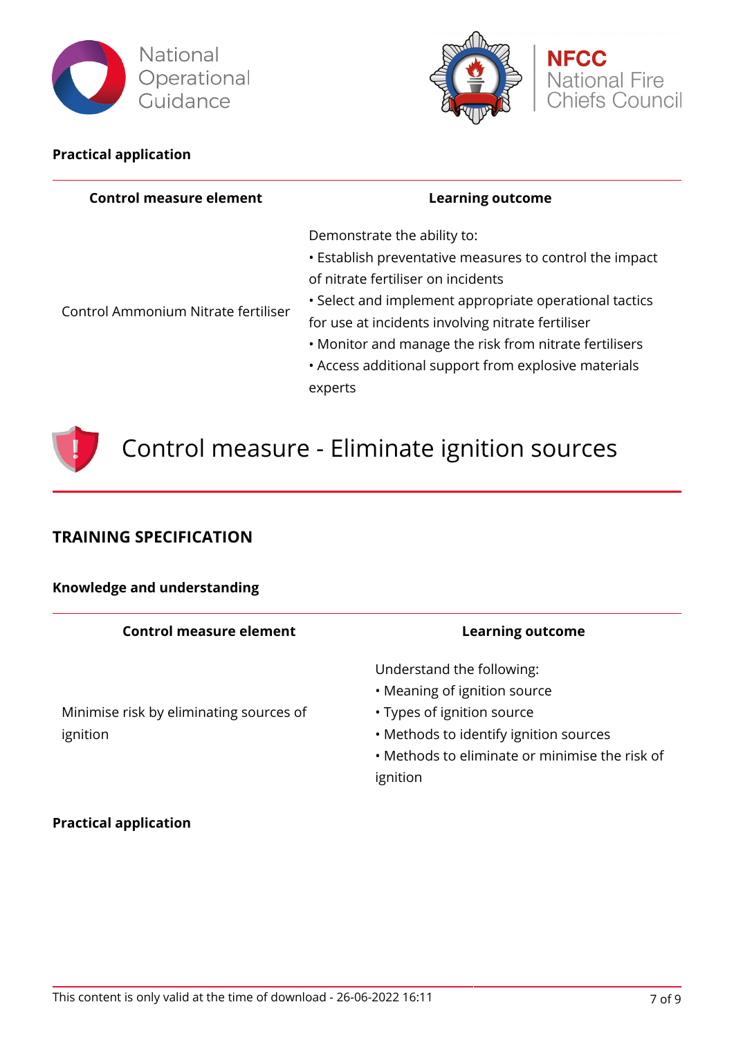**Practical application**

| Control measure element | Learning outcome |
| --- | --- |
| Control Ammonium Nitrate fertiliser | Demonstrate the ability to:<br>• Establish preventative measures to control the impact of nitrate fertiliser on incidents<br>• Select and implement appropriate operational tactics for use at incidents involving nitrate fertiliser<br>• Monitor and manage the risk from nitrate fertilisers<br>• Access additional support from explosive materials experts |

# Control measure - Eliminate ignition sources

## TRAINING SPECIFICATION

**Knowledge and understanding**

| Control measure element | Learning outcome |
| --- | --- |
| Minimise risk by eliminating sources of ignition | Understand the following:<br>• Meaning of ignition source<br>• Types of ignition source<br>• Methods to identify ignition sources<br>• Methods to eliminate or minimise the risk of ignition |

**Practical application**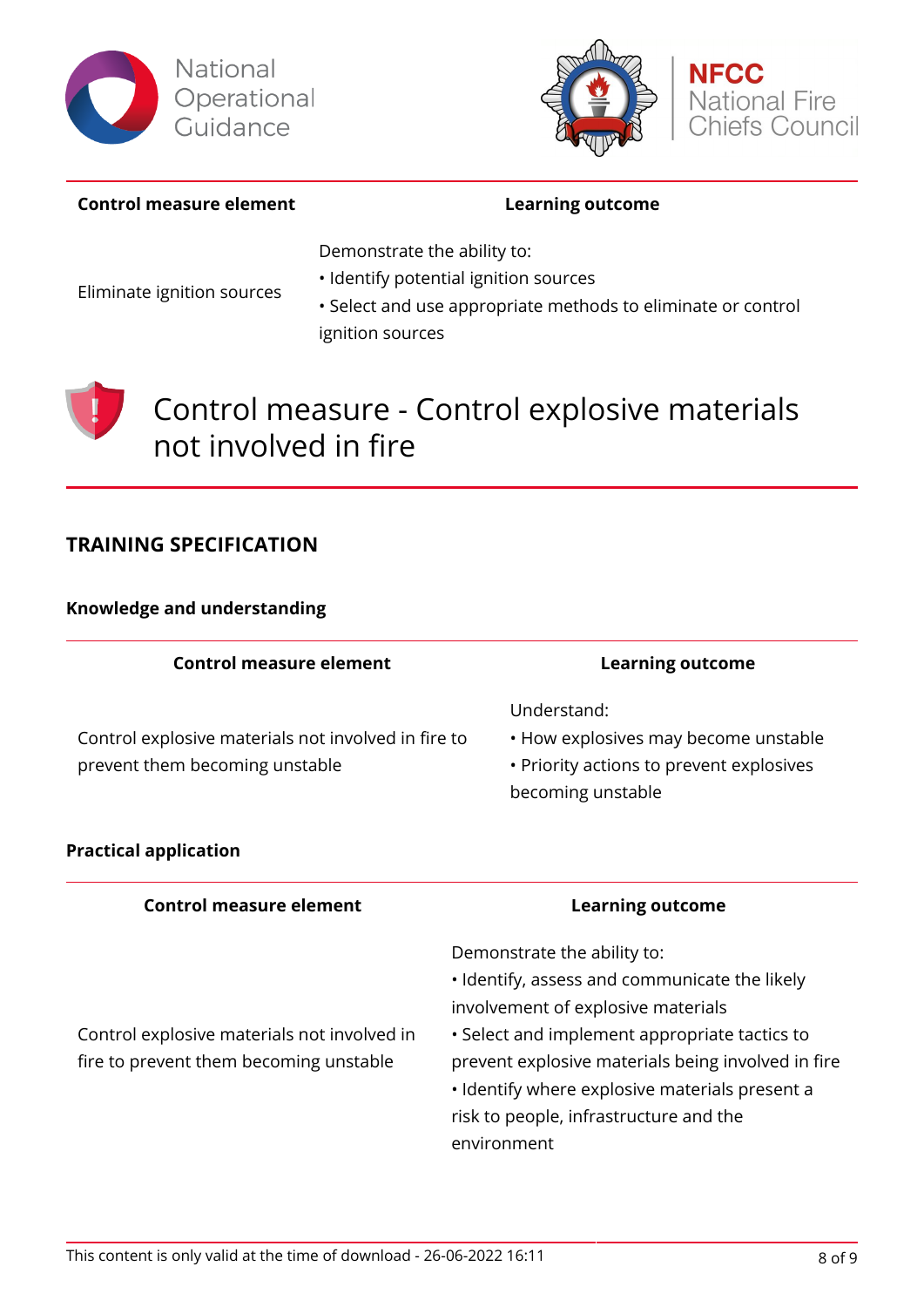| Control measure element | Learning outcome |
|---|---|
| Eliminate ignition sources | Demonstrate the ability to:<br>• Identify potential ignition sources<br>• Select and use appropriate methods to eliminate or control ignition sources |

# Control measure - Control explosive materials not involved in fire

## TRAINING SPECIFICATION

### Knowledge and understanding

| Control measure element | Learning outcome |
|---|---|
| Control explosive materials not involved in fire to prevent them becoming unstable | Understand:<br>• How explosives may become unstable<br>• Priority actions to prevent explosives becoming unstable |

### Practical application

| Control measure element | Learning outcome |
|---|---|
| Control explosive materials not involved in fire to prevent them becoming unstable | Demonstrate the ability to:<br>• Identify, assess and communicate the likely involvement of explosive materials<br>• Select and implement appropriate tactics to prevent explosive materials being involved in fire<br>• Identify where explosive materials present a risk to people, infrastructure and the environment |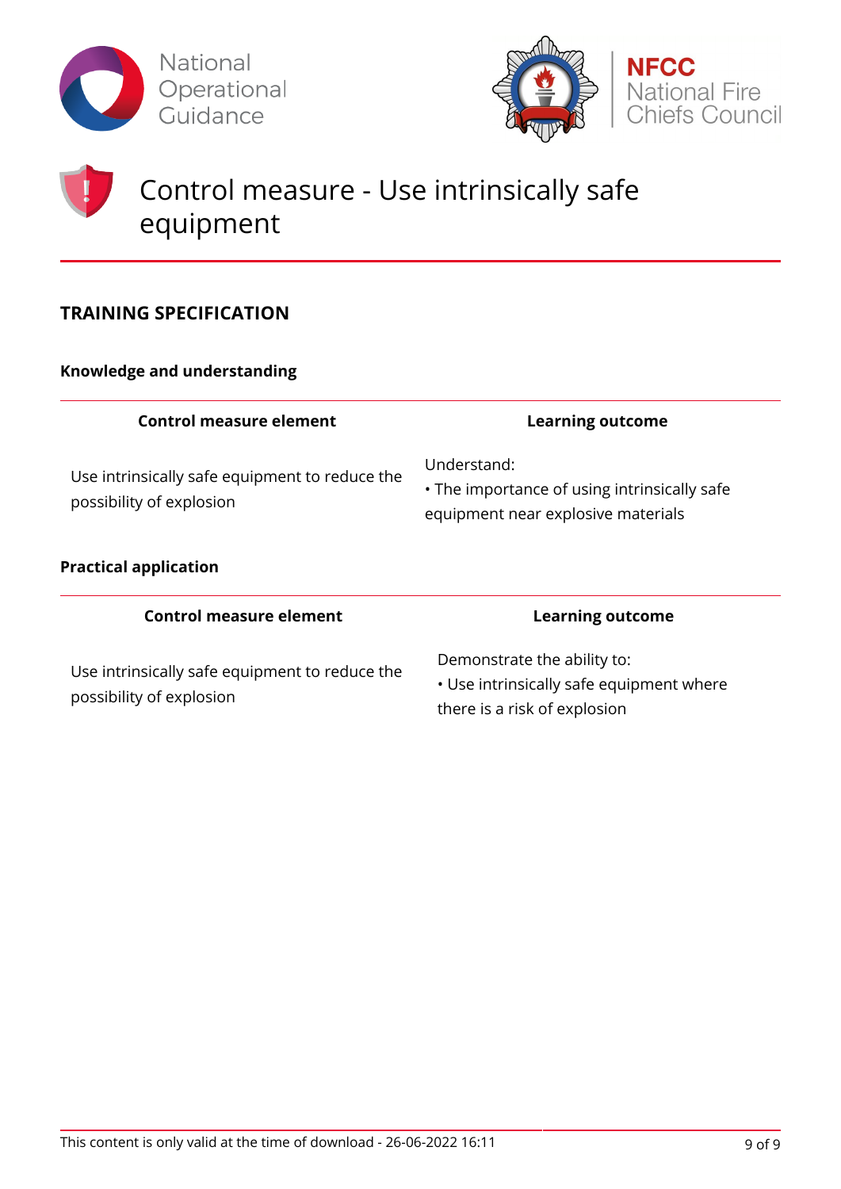# Control measure - Use intrinsically safe equipment

## TRAINING SPECIFICATION

### Knowledge and understanding

| Control measure element | Learning outcome |
| --- | --- |
| Use intrinsically safe equipment to reduce the possibility of explosion | Understand:<br>• The importance of using intrinsically safe equipment near explosive materials |

### Practical application

| Control measure element | Learning outcome |
| --- | --- |
| Use intrinsically safe equipment to reduce the possibility of explosion | Demonstrate the ability to:<br>• Use intrinsically safe equipment where there is a risk of explosion |

This content is only valid at the time of download - 26-06-2022 16:11